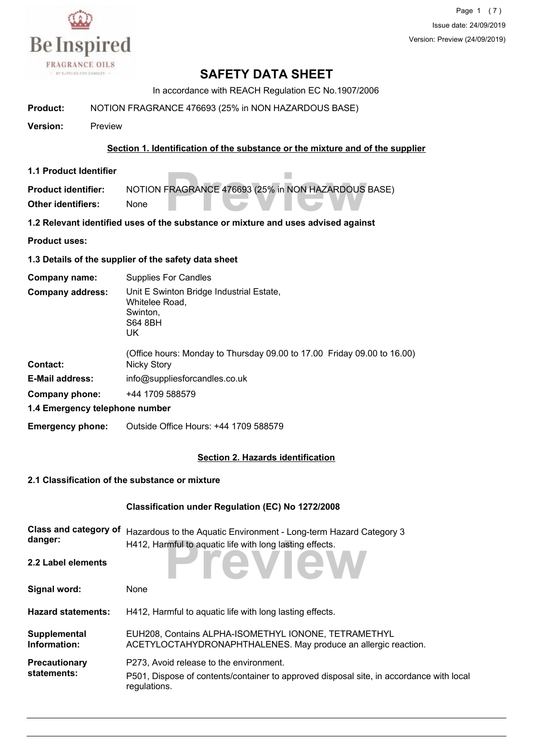# SAFETY DATA SHEET

In accordance with REACH Regulation EC No.1907/2006

**Product:** NOTION FRAGRANCE 476693 (25% in NON HAZARDOUS BASE)

**Version:** Preview

## Section 1. Identification of the substance or the mixture and of the supplier

### 1.1 Product Identifier

**Product identifier:** NOTION FRAGRANCE 476693 (25% in NON HAZARDOUS BASE)

**Other identifiers:** None

### 1.2 Relevant identified uses of the substance or mixture and uses advised against

**Product uses:**

### 1.3 Details of the supplier of the safety data sheet

**Company name:** Supplies For Candles

**Company address:** Unit E Swinton Bridge Industrial Estate,
Whitelee Road,
Swinton,
S64 8BH
UK

(Office hours: Monday to Thursday 09.00 to 17.00 Friday 09.00 to 16.00)

**Contact:** Nicky Story

**E-Mail address:** info@suppliesforcandles.co.uk

**Company phone:** +44 1709 588579

### 1.4 Emergency telephone number

**Emergency phone:** Outside Office Hours: +44 1709 588579

## Section 2. Hazards identification

### 2.1 Classification of the substance or mixture

**Classification under Regulation (EC) No 1272/2008**

**Class and category of danger:** Hazardous to the Aquatic Environment - Long-term Hazard Category 3
H412, Harmful to aquatic life with long lasting effects.

### 2.2 Label elements

**Signal word:** None

**Hazard statements:** H412, Harmful to aquatic life with long lasting effects.

**Supplemental Information:** EUH208, Contains ALPHA-ISOMETHYL IONONE, TETRAMETHYL ACETYLOCTAHYDRONAPHTHALENES. May produce an allergic reaction.

**Precautionary statements:** P273, Avoid release to the environment.
P501, Dispose of contents/container to approved disposal site, in accordance with local regulations.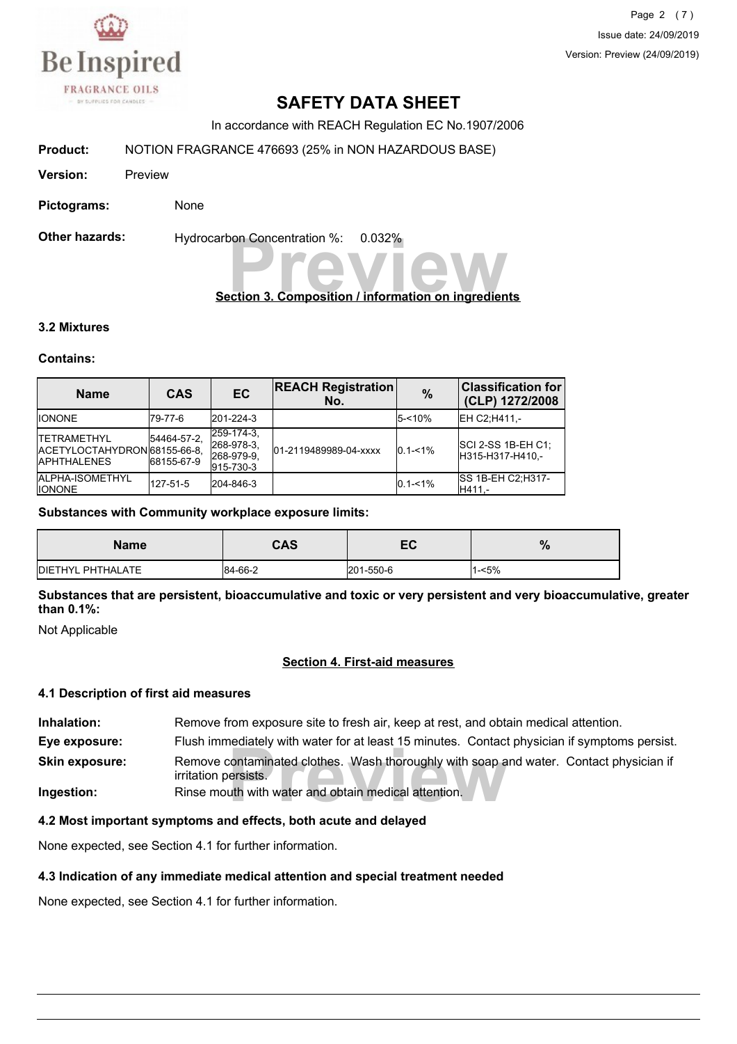# SAFETY DATA SHEET

In accordance with REACH Regulation EC No.1907/2006

**Product:** NOTION FRAGRANCE 476693 (25% in NON HAZARDOUS BASE)

**Version:** Preview

**Pictograms:** None

**Other hazards:** Hydrocarbon Concentration %: 0.032%

## Section 3. Composition / information on ingredients

### 3.2 Mixtures

**Contains:**

| Name | CAS | EC | REACH Registration No. | % | Classification for (CLP) 1272/2008 |
|---|---|---|---|---|---|
| IONONE | 79-77-6 | 201-224-3 | | 5-<10% | EH C2;H411,- |
| TETRAMETHYL ACETYLOCTAHYDRONAPHTHALENES | 54464-57-2, 68155-66-8, 68155-67-9 | 259-174-3, 268-978-3, 268-979-9, 915-730-3 | 01-2119489989-04-xxxx | 0.1-<1% | SCI 2-SS 1B-EH C1; H315-H317-H410,- |
| ALPHA-ISOMETHYL IONONE | 127-51-5 | 204-846-3 | | 0.1-<1% | SS 1B-EH C2;H317-H411,- |

**Substances with Community workplace exposure limits:**

| Name | CAS | EC | % |
|---|---|---|---|
| DIETHYL PHTHALATE | 84-66-2 | 201-550-6 | 1-<5% |

**Substances that are persistent, bioaccumulative and toxic or very persistent and very bioaccumulative, greater than 0.1%:**

Not Applicable

## Section 4. First-aid measures

### 4.1 Description of first aid measures

**Inhalation:** Remove from exposure site to fresh air, keep at rest, and obtain medical attention.

**Eye exposure:** Flush immediately with water for at least 15 minutes. Contact physician if symptoms persist.

**Skin exposure:** Remove contaminated clothes. Wash thoroughly with soap and water. Contact physician if irritation persists.

**Ingestion:** Rinse mouth with water and obtain medical attention.

### 4.2 Most important symptoms and effects, both acute and delayed

None expected, see Section 4.1 for further information.

### 4.3 Indication of any immediate medical attention and special treatment needed

None expected, see Section 4.1 for further information.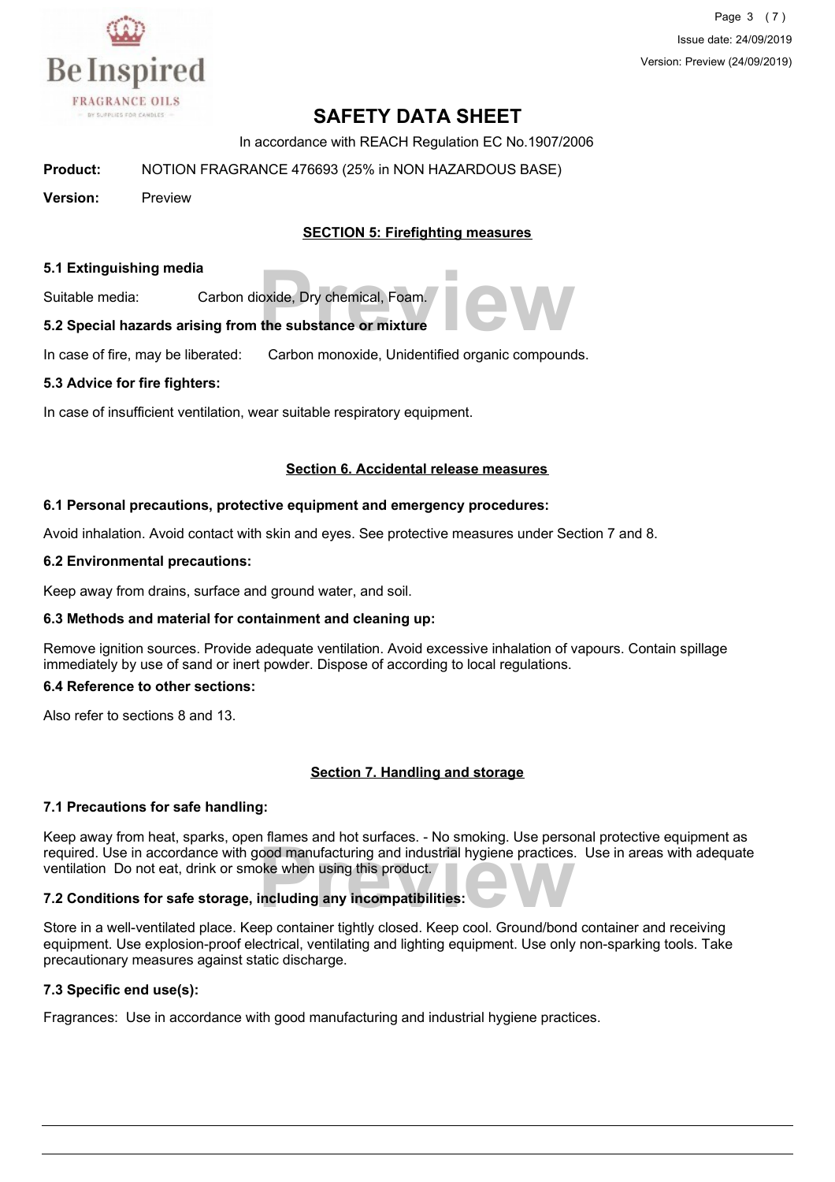# SAFETY DATA SHEET

In accordance with REACH Regulation EC No.1907/2006

**Product:** NOTION FRAGRANCE 476693 (25% in NON HAZARDOUS BASE)

**Version:** Preview

## SECTION 5: Firefighting measures

### 5.1 Extinguishing media

Suitable media: Carbon dioxide, Dry chemical, Foam.

### 5.2 Special hazards arising from the substance or mixture

In case of fire, may be liberated: Carbon monoxide, Unidentified organic compounds.

### 5.3 Advice for fire fighters:

In case of insufficient ventilation, wear suitable respiratory equipment.

## Section 6. Accidental release measures

### 6.1 Personal precautions, protective equipment and emergency procedures:

Avoid inhalation. Avoid contact with skin and eyes. See protective measures under Section 7 and 8.

### 6.2 Environmental precautions:

Keep away from drains, surface and ground water, and soil.

### 6.3 Methods and material for containment and cleaning up:

Remove ignition sources. Provide adequate ventilation. Avoid excessive inhalation of vapours. Contain spillage immediately by use of sand or inert powder. Dispose of according to local regulations.

### 6.4 Reference to other sections:

Also refer to sections 8 and 13.

## Section 7. Handling and storage

### 7.1 Precautions for safe handling:

Keep away from heat, sparks, open flames and hot surfaces. - No smoking. Use personal protective equipment as required. Use in accordance with good manufacturing and industrial hygiene practices. Use in areas with adequate ventilation Do not eat, drink or smoke when using this product.

### 7.2 Conditions for safe storage, including any incompatibilities:

Store in a well-ventilated place. Keep container tightly closed. Keep cool. Ground/bond container and receiving equipment. Use explosion-proof electrical, ventilating and lighting equipment. Use only non-sparking tools. Take precautionary measures against static discharge.

### 7.3 Specific end use(s):

Fragrances: Use in accordance with good manufacturing and industrial hygiene practices.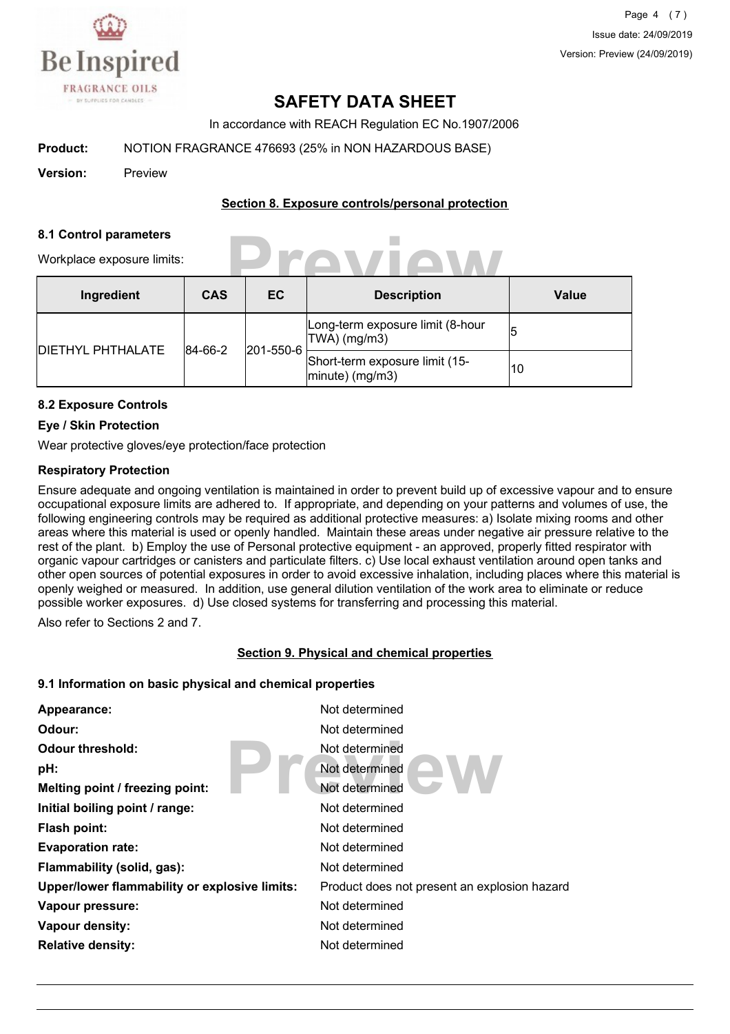# SAFETY DATA SHEET

In accordance with REACH Regulation EC No.1907/2006

**Product:** NOTION FRAGRANCE 476693 (25% in NON HAZARDOUS BASE)

**Version:** Preview

## Section 8. Exposure controls/personal protection

### 8.1 Control parameters

Workplace exposure limits:

| Ingredient | CAS | EC | Description | Value |
|---|---|---|---|---|
| DIETHYL PHTHALATE | 84-66-2 | 201-550-6 | Long-term exposure limit (8-hour TWA) (mg/m3) | 5 |
| | | | Short-term exposure limit (15-minute) (mg/m3) | 10 |

### 8.2 Exposure Controls

**Eye / Skin Protection**

Wear protective gloves/eye protection/face protection

**Respiratory Protection**

Ensure adequate and ongoing ventilation is maintained in order to prevent build up of excessive vapour and to ensure occupational exposure limits are adhered to. If appropriate, and depending on your patterns and volumes of use, the following engineering controls may be required as additional protective measures: a) Isolate mixing rooms and other areas where this material is used or openly handled. Maintain these areas under negative air pressure relative to the rest of the plant. b) Employ the use of Personal protective equipment - an approved, properly fitted respirator with organic vapour cartridges or canisters and particulate filters. c) Use local exhaust ventilation around open tanks and other open sources of potential exposures in order to avoid excessive inhalation, including places where this material is openly weighed or measured. In addition, use general dilution ventilation of the work area to eliminate or reduce possible worker exposures. d) Use closed systems for transferring and processing this material.

Also refer to Sections 2 and 7.

## Section 9. Physical and chemical properties

### 9.1 Information on basic physical and chemical properties

**Appearance:** Not determined

**Odour:** Not determined

**Odour threshold:** Not determined

**pH:** Not determined

**Melting point / freezing point:** Not determined

**Initial boiling point / range:** Not determined

**Flash point:** Not determined

**Evaporation rate:** Not determined

**Flammability (solid, gas):** Not determined

**Upper/lower flammability or explosive limits:** Product does not present an explosion hazard

**Vapour pressure:** Not determined

**Vapour density:** Not determined

**Relative density:** Not determined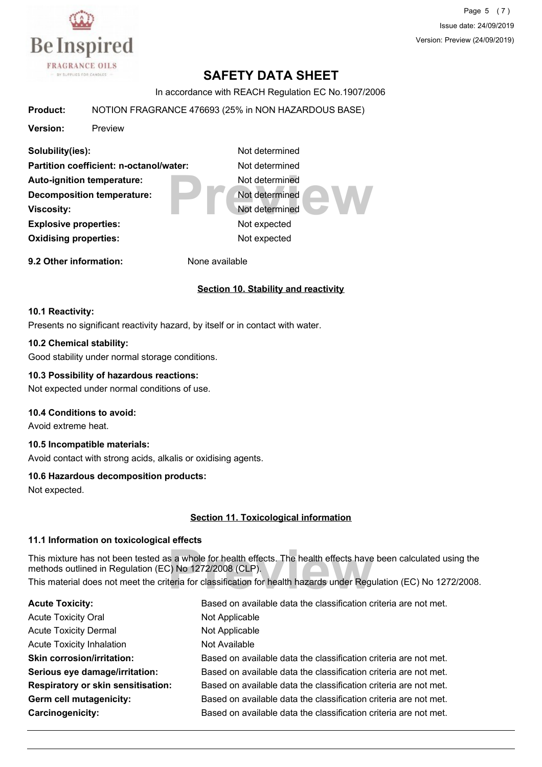# SAFETY DATA SHEET

In accordance with REACH Regulation EC No.1907/2006

**Product:** NOTION FRAGRANCE 476693 (25% in NON HAZARDOUS BASE)

**Version:** Preview

| | |
|---|---|
| **Solubility(ies):** | Not determined |
| **Partition coefficient: n-octanol/water:** | Not determined |
| **Auto-ignition temperature:** | Not determined |
| **Decomposition temperature:** | Not determined |
| **Viscosity:** | Not determined |
| **Explosive properties:** | Not expected |
| **Oxidising properties:** | Not expected |

**9.2 Other information:** None available

## Section 10. Stability and reactivity

**10.1 Reactivity:**

Presents no significant reactivity hazard, by itself or in contact with water.

**10.2 Chemical stability:**

Good stability under normal storage conditions.

**10.3 Possibility of hazardous reactions:**

Not expected under normal conditions of use.

**10.4 Conditions to avoid:**

Avoid extreme heat.

**10.5 Incompatible materials:**

Avoid contact with strong acids, alkalis or oxidising agents.

**10.6 Hazardous decomposition products:**

Not expected.

## Section 11. Toxicological information

**11.1 Information on toxicological effects**

This mixture has not been tested as a whole for health effects. The health effects have been calculated using the methods outlined in Regulation (EC) No 1272/2008 (CLP).

This material does not meet the criteria for classification for health hazards under Regulation (EC) No 1272/2008.

| | |
|---|---|
| **Acute Toxicity:** | Based on available data the classification criteria are not met. |
| Acute Toxicity Oral | Not Applicable |
| Acute Toxicity Dermal | Not Applicable |
| Acute Toxicity Inhalation | Not Available |
| **Skin corrosion/irritation:** | Based on available data the classification criteria are not met. |
| **Serious eye damage/irritation:** | Based on available data the classification criteria are not met. |
| **Respiratory or skin sensitisation:** | Based on available data the classification criteria are not met. |
| **Germ cell mutagenicity:** | Based on available data the classification criteria are not met. |
| **Carcinogenicity:** | Based on available data the classification criteria are not met. |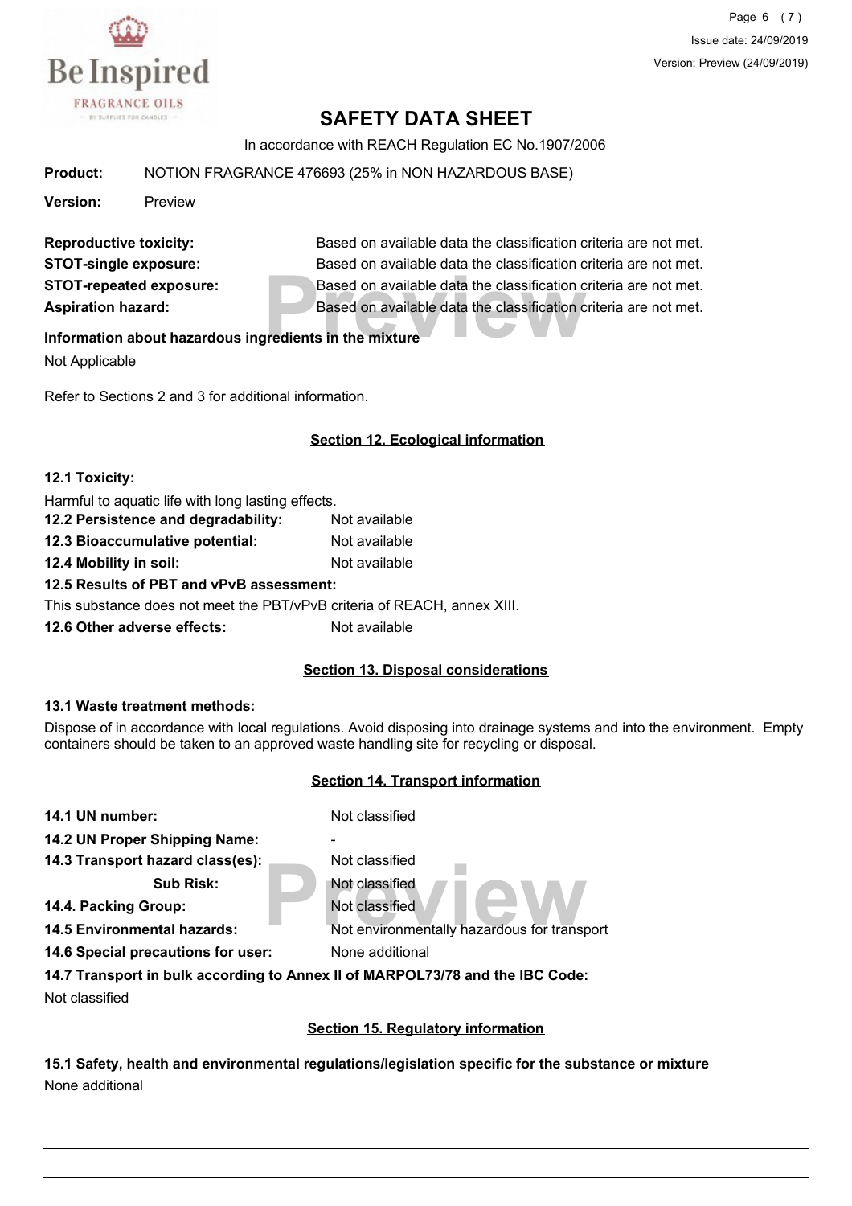# SAFETY DATA SHEET

In accordance with REACH Regulation EC No.1907/2006

**Product:** NOTION FRAGRANCE 476693 (25% in NON HAZARDOUS BASE)

**Version:** Preview

**Reproductive toxicity:** Based on available data the classification criteria are not met.
**STOT-single exposure:** Based on available data the classification criteria are not met.
**STOT-repeated exposure:** Based on available data the classification criteria are not met.
**Aspiration hazard:** Based on available data the classification criteria are not met.

**Information about hazardous ingredients in the mixture**

Not Applicable

Refer to Sections 2 and 3 for additional information.

## Section 12. Ecological information

**12.1 Toxicity:**

Harmful to aquatic life with long lasting effects.

**12.2 Persistence and degradability:** Not available

**12.3 Bioaccumulative potential:** Not available

**12.4 Mobility in soil:** Not available

**12.5 Results of PBT and vPvB assessment:**

This substance does not meet the PBT/vPvB criteria of REACH, annex XIII.

**12.6 Other adverse effects:** Not available

## Section 13. Disposal considerations

**13.1 Waste treatment methods:**

Dispose of in accordance with local regulations. Avoid disposing into drainage systems and into the environment. Empty containers should be taken to an approved waste handling site for recycling or disposal.

## Section 14. Transport information

**14.1 UN number:** Not classified

**14.2 UN Proper Shipping Name:** -

**14.3 Transport hazard class(es):** Not classified

**Sub Risk:** Not classified

**14.4. Packing Group:** Not classified

**14.5 Environmental hazards:** Not environmentally hazardous for transport

**14.6 Special precautions for user:** None additional

**14.7 Transport in bulk according to Annex II of MARPOL73/78 and the IBC Code:**

Not classified

## Section 15. Regulatory information

**15.1 Safety, health and environmental regulations/legislation specific for the substance or mixture**

None additional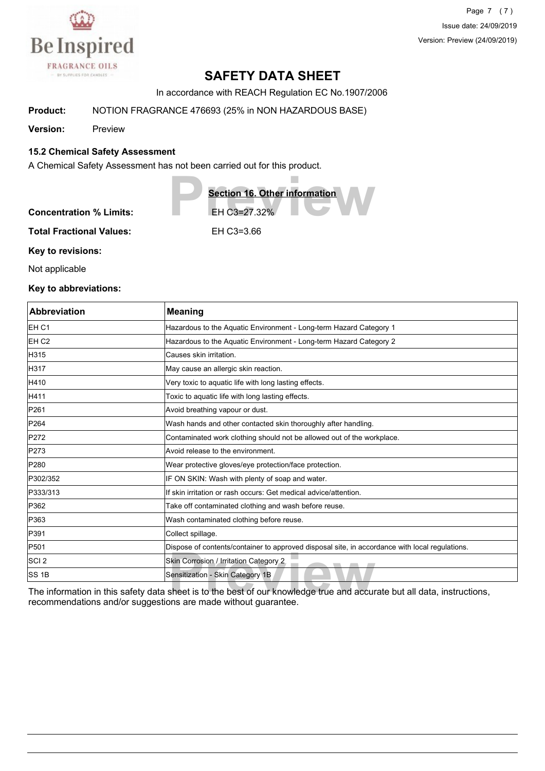# SAFETY DATA SHEET

In accordance with REACH Regulation EC No.1907/2006

**Product:** NOTION FRAGRANCE 476693 (25% in NON HAZARDOUS BASE)

**Version:** Preview

### 15.2 Chemical Safety Assessment

A Chemical Safety Assessment has not been carried out for this product.

## Section 16. Other information

**Concentration % Limits:** EH C3=27.32%

**Total Fractional Values:** EH C3=3.66

**Key to revisions:**

Not applicable

**Key to abbreviations:**

| Abbreviation | Meaning |
|---|---|
| EH C1 | Hazardous to the Aquatic Environment - Long-term Hazard Category 1 |
| EH C2 | Hazardous to the Aquatic Environment - Long-term Hazard Category 2 |
| H315 | Causes skin irritation. |
| H317 | May cause an allergic skin reaction. |
| H410 | Very toxic to aquatic life with long lasting effects. |
| H411 | Toxic to aquatic life with long lasting effects. |
| P261 | Avoid breathing vapour or dust. |
| P264 | Wash hands and other contacted skin thoroughly after handling. |
| P272 | Contaminated work clothing should not be allowed out of the workplace. |
| P273 | Avoid release to the environment. |
| P280 | Wear protective gloves/eye protection/face protection. |
| P302/352 | IF ON SKIN: Wash with plenty of soap and water. |
| P333/313 | If skin irritation or rash occurs: Get medical advice/attention. |
| P362 | Take off contaminated clothing and wash before reuse. |
| P363 | Wash contaminated clothing before reuse. |
| P391 | Collect spillage. |
| P501 | Dispose of contents/container to approved disposal site, in accordance with local regulations. |
| SCI 2 | Skin Corrosion / Irritation Category 2 |
| SS 1B | Sensitization - Skin Category 1B |

The information in this safety data sheet is to the best of our knowledge true and accurate but all data, instructions, recommendations and/or suggestions are made without guarantee.